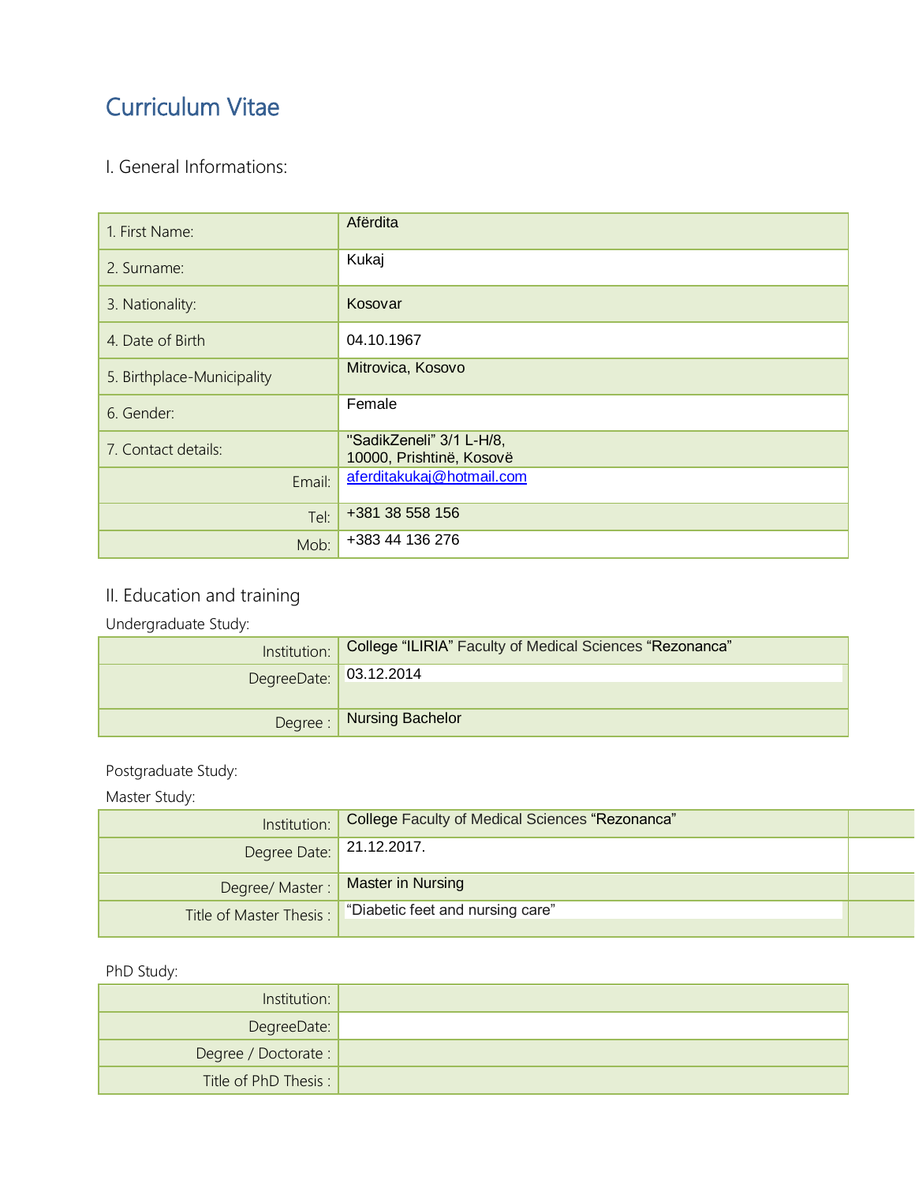# Curriculum Vitae

## I. General Informations:

| | |
|---|---|
| 1. First Name: | Afërdita |
| 2. Surname: | Kukaj |
| 3. Nationality: | Kosovar |
| 4. Date of Birth | 04.10.1967 |
| 5. Birthplace-Municipality | Mitrovica, Kosovo |
| 6. Gender: | Female |
| 7. Contact details: | "SadikZeneli" 3/1 L-H/8, 10000, Prishtinë, Kosovë |
| Email: | aferditakukaj@hotmail.com |
| Tel: | +381 38 558 156 |
| Mob: | +383 44 136 276 |

## II. Education and training

Undergraduate Study:

| | |
|---|---|
| Institution: | College "ILIRIA" Faculty of Medical Sciences "Rezonanca" |
| DegreeDate: | 03.12.2014 |
| Degree : | Nursing Bachelor |

Postgraduate Study:

Master Study:

| | |
|---|---|
| Institution: | College Faculty of Medical Sciences "Rezonanca" |
| Degree Date: | 21.12.2017. |
| Degree/ Master : | Master in Nursing |
| Title of Master Thesis : | "Diabetic feet and nursing care" |

PhD Study:

| | |
|---|---|
| Institution: | |
| DegreeDate: | |
| Degree / Doctorate : | |
| Title of PhD Thesis : | |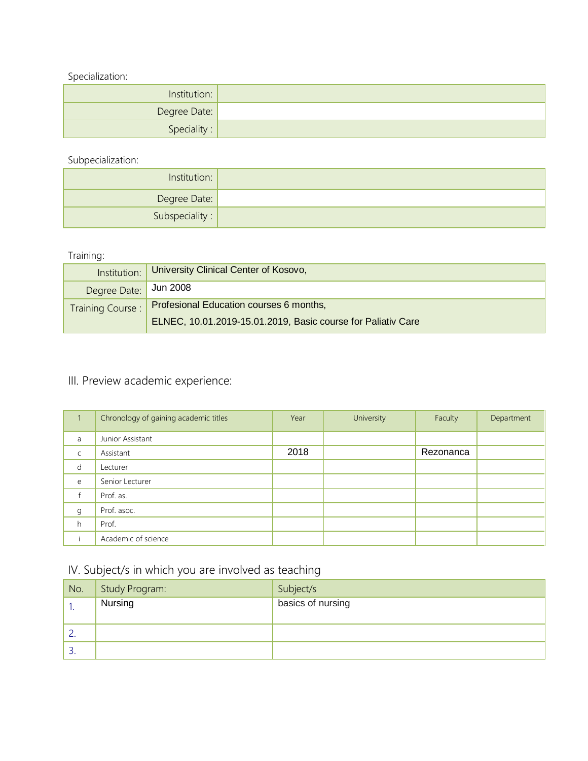Specialization:

| | |
|---|---|
| Institution: | |
| Degree Date: | |
| Speciality : | |

Subpecialization:

| | |
|---|---|
| Institution: | |
| Degree Date: | |
| Subspeciality : | |

Training:

| | |
|---|---|
| Institution: | University Clinical Center of Kosovo, |
| Degree Date: | Jun 2008 |
| Training Course : | Profesional Education courses 6 months,<br>ELNEC, 10.01.2019-15.01.2019, Basic course for Paliativ Care |

## III. Preview academic experience:

| 1 | Chronology of gaining academic titles | Year | University | Faculty | Department |
|---|---|---|---|---|---|
| a | Junior Assistant | | | | |
| c | Assistant | 2018 | | Rezonanca | |
| d | Lecturer | | | | |
| e | Senior Lecturer | | | | |
| f | Prof. as. | | | | |
| g | Prof. asoc. | | | | |
| h | Prof. | | | | |
| i | Academic of science | | | | |

## IV. Subject/s in which you are involved as teaching

| No. | Study Program: | Subject/s |
|---|---|---|
| 1. | Nursing | basics of nursing |
| 2. | | |
| 3. | | |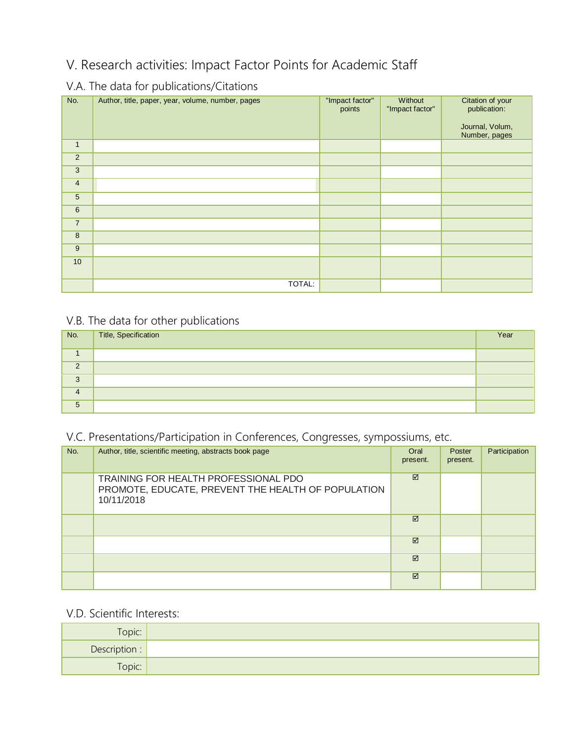# V. Research activities: Impact Factor Points for Academic Staff

## V.A. The data for publications/Citations

| No. | Author, title, paper, year, volume, number, pages | "Impact factor" points | Without "Impact factor" | Citation of your publication: Journal, Volum, Number, pages |
|---|---|---|---|---|
| 1 | | | | |
| 2 | | | | |
| 3 | | | | |
| 4 | | | | |
| 5 | | | | |
| 6 | | | | |
| 7 | | | | |
| 8 | | | | |
| 9 | | | | |
| 10 | | | | |
| | TOTAL: | | | |

## V.B. The data for other publications

| No. | Title, Specification | Year |
|---|---|---|
| 1 | | |
| 2 | | |
| 3 | | |
| 4 | | |
| 5 | | |

## V.C. Presentations/Participation in Conferences, Congresses, sympossiums, etc.

| No. | Author, title, scientific meeting, abstracts book page | Oral present. | Poster present. | Participation |
|---|---|---|---|---|
| | TRAINING FOR HEALTH PROFESSIONAL PDO PROMOTE, EDUCATE, PREVENT THE HEALTH OF POPULATION 10/11/2018 | ☑ | | |
| | | ☑ | | |
| | | ☑ | | |
| | | ☑ | | |
| | | ☑ | | |

## V.D. Scientific Interests:

| | |
|---|---|
| Topic: | |
| Description : | |
| Topic: | |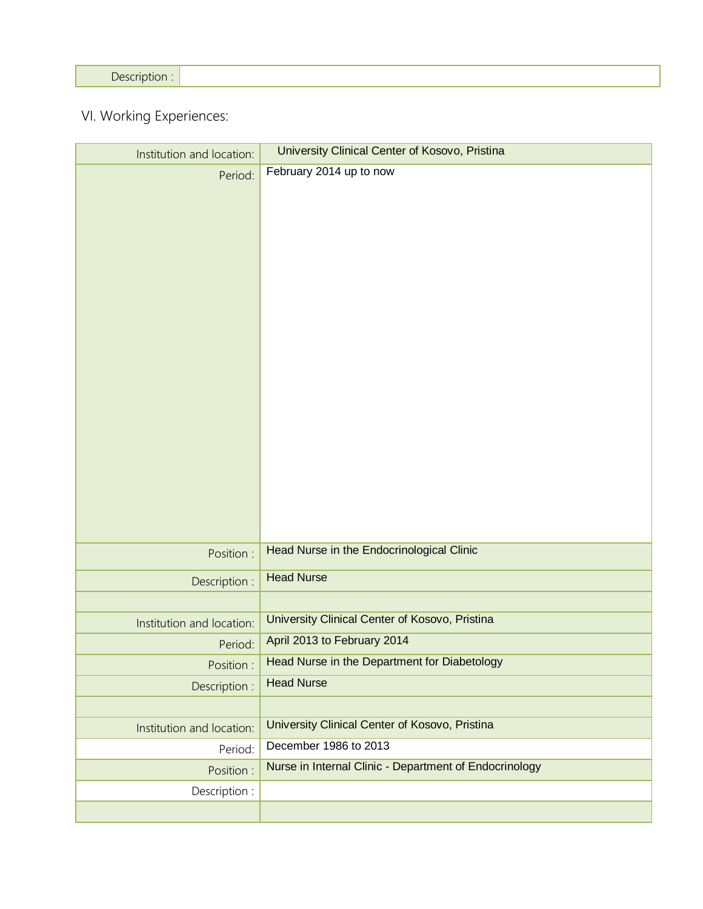| Description : | |
|---|---|

## VI. Working Experiences:

| | |
|---|---|
| Institution and location: | University Clinical Center of Kosovo, Pristina |
| Period: | February 2014 up to now |
| Position : | Head Nurse in the Endocrinological Clinic |
| Description : | Head Nurse |
| | |
| Institution and location: | University Clinical Center of Kosovo, Pristina |
| Period: | April 2013 to February 2014 |
| Position : | Head Nurse in the Department for Diabetology |
| Description : | Head Nurse |
| | |
| Institution and location: | University Clinical Center of Kosovo, Pristina |
| Period: | December 1986 to 2013 |
| Position : | Nurse in Internal Clinic - Department of Endocrinology |
| Description : | |
| | |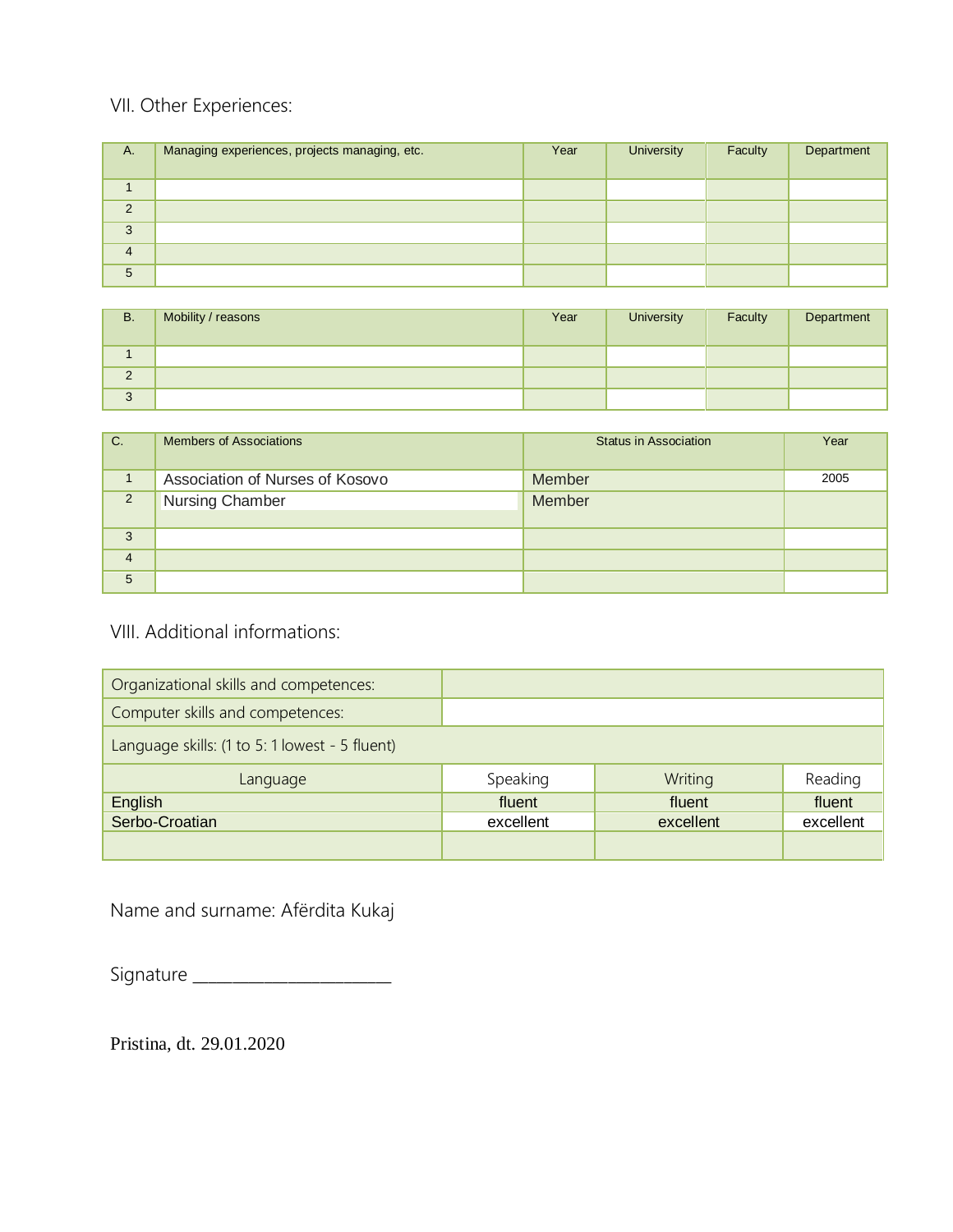## VII. Other Experiences:

| A. | Managing experiences, projects managing, etc. | Year | University | Faculty | Department |
|---|---|---|---|---|---|
| 1 | | | | | |
| 2 | | | | | |
| 3 | | | | | |
| 4 | | | | | |
| 5 | | | | | |

| B. | Mobility / reasons | Year | University | Faculty | Department |
|---|---|---|---|---|---|
| 1 | | | | | |
| 2 | | | | | |
| 3 | | | | | |

| C. | Members of Associations | Status in Association | Year |
|---|---|---|---|
| 1 | Association of Nurses of Kosovo | Member | 2005 |
| 2 | Nursing Chamber | Member | |
| 3 | | | |
| 4 | | | |
| 5 | | | |

## VIII. Additional informations:

| | | | |
|---|---|---|---|
| Organizational skills and competences: | | | |
| Computer skills and competences: | | | |
| Language skills: (1 to 5: 1 lowest - 5 fluent) | | | |
| Language | Speaking | Writing | Reading |
| English | fluent | fluent | fluent |
| Serbo-Croatian | excellent | excellent | excellent |
| | | | |

Name and surname: Afërdita Kukaj

Signature ______________________

Pristina, dt. 29.01.2020